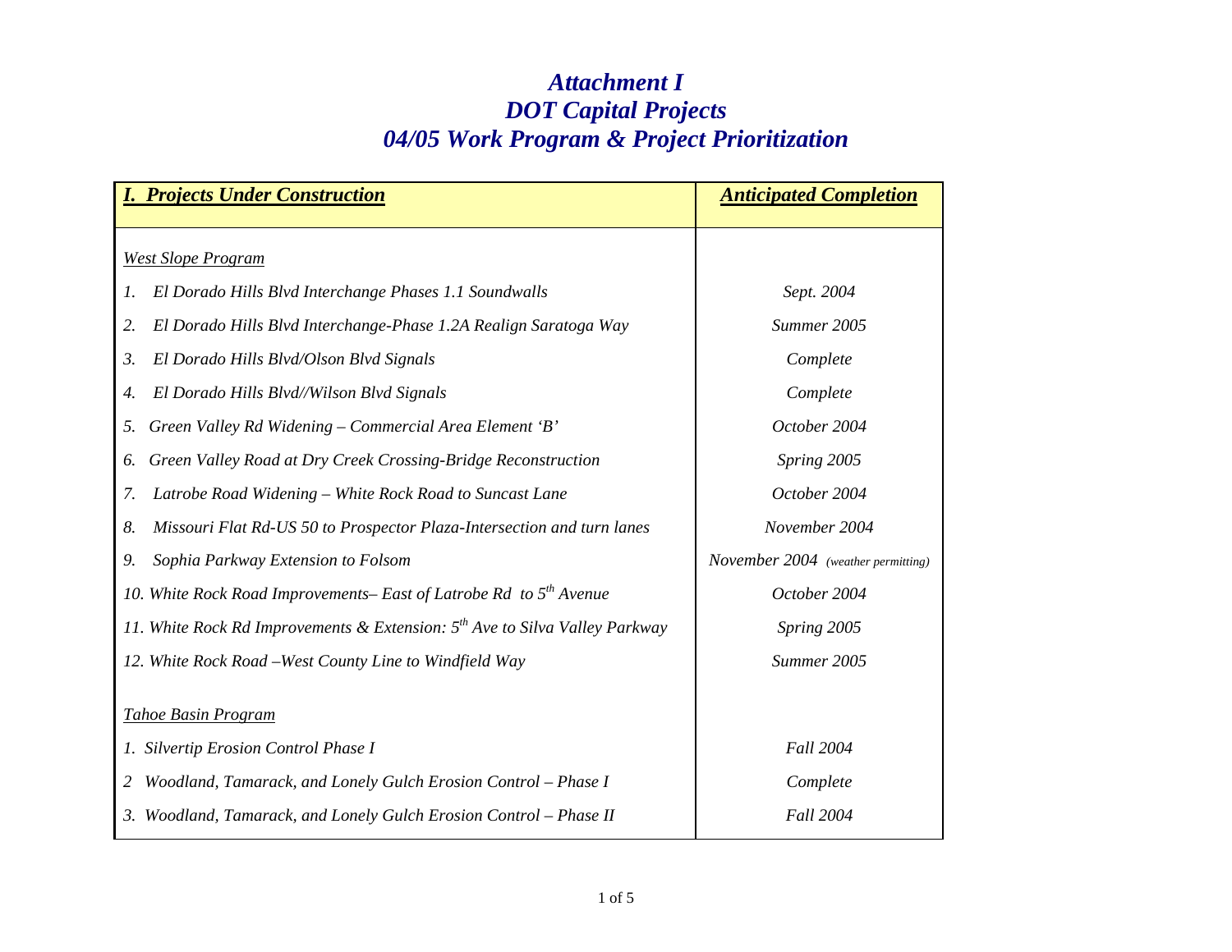# *Attachment I*
# *DOT Capital Projects*
# *04/05 Work Program & Project Prioritization*

| ***I. Projects Under Construction*** | ***Anticipated Completion*** |
|---|---|
| *West Slope Program* | |
| *1. El Dorado Hills Blvd Interchange Phases 1.1 Soundwalls* | *Sept. 2004* |
| *2. El Dorado Hills Blvd Interchange-Phase 1.2A Realign Saratoga Way* | *Summer 2005* |
| *3. El Dorado Hills Blvd/Olson Blvd Signals* | *Complete* |
| *4. El Dorado Hills Blvd//Wilson Blvd Signals* | *Complete* |
| *5. Green Valley Rd Widening – Commercial Area Element 'B'* | *October 2004* |
| *6. Green Valley Road at Dry Creek Crossing-Bridge Reconstruction* | *Spring 2005* |
| *7. Latrobe Road Widening – White Rock Road to Suncast Lane* | *October 2004* |
| *8. Missouri Flat Rd-US 50 to Prospector Plaza-Intersection and turn lanes* | *November 2004* |
| *9. Sophia Parkway Extension to Folsom* | *November 2004 (weather permitting)* |
| *10. White Rock Road Improvements– East of Latrobe Rd to 5th Avenue* | *October 2004* |
| *11. White Rock Rd Improvements & Extension: 5th Ave to Silva Valley Parkway* | *Spring 2005* |
| *12. White Rock Road –West County Line to Windfield Way* | *Summer 2005* |
| *Tahoe Basin Program* | |
| *1. Silvertip Erosion Control Phase I* | *Fall 2004* |
| *2 Woodland, Tamarack, and Lonely Gulch Erosion Control – Phase I* | *Complete* |
| *3. Woodland, Tamarack, and Lonely Gulch Erosion Control – Phase II* | *Fall 2004* |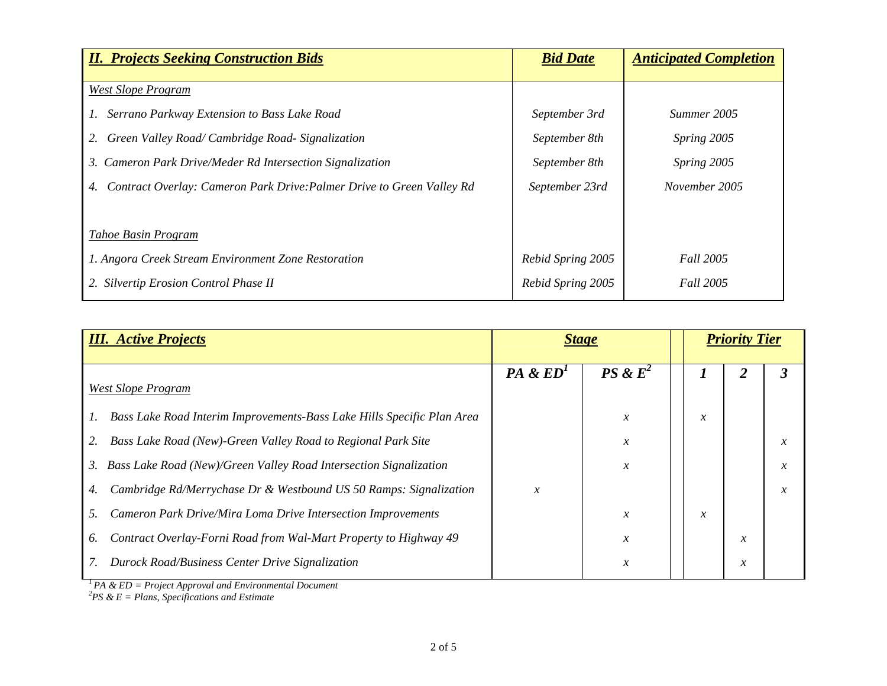| ***II. Projects Seeking Construction Bids*** | ***Bid Date*** | ***Anticipated Completion*** |
|---|---|---|
| *West Slope Program* | | |
| *1. Serrano Parkway Extension to Bass Lake Road* | *September 3rd* | *Summer 2005* |
| *2. Green Valley Road/ Cambridge Road- Signalization* | *September 8th* | *Spring 2005* |
| *3. Cameron Park Drive/Meder Rd Intersection Signalization* | *September 8th* | *Spring 2005* |
| *4. Contract Overlay: Cameron Park Drive:Palmer Drive to Green Valley Rd* | *September 23rd* | *November 2005* |
| *Tahoe Basin Program* | | |
| *1. Angora Creek Stream Environment Zone Restoration* | *Rebid Spring 2005* | *Fall 2005* |
| *2. Silvertip Erosion Control Phase II* | *Rebid Spring 2005* | *Fall 2005* |

| ***III. Active Projects*** | ***Stage*** | | ***Priority Tier*** | | |
|---|---|---|---|---|---|
| *West Slope Program* | ***PA & ED***[1] | ***PS & E***[2] | ***1*** | ***2*** | ***3*** |
| *1. Bass Lake Road Interim Improvements-Bass Lake Hills Specific Plan Area* | | *x* | *x* | | |
| *2. Bass Lake Road (New)-Green Valley Road to Regional Park Site* | | *x* | | | *x* |
| *3. Bass Lake Road (New)/Green Valley Road Intersection Signalization* | | *x* | | | *x* |
| *4. Cambridge Rd/Merrychase Dr & Westbound US 50 Ramps: Signalization* | *x* | | | | *x* |
| *5. Cameron Park Drive/Mira Loma Drive Intersection Improvements* | | *x* | *x* | | |
| *6. Contract Overlay-Forni Road from Wal-Mart Property to Highway 49* | | *x* | | *x* | |
| *7. Durock Road/Business Center Drive Signalization* | | *x* | | *x* | |

*[1] PA & ED = Project Approval and Environmental Document*
*[2] PS & E = Plans, Specifications and Estimate*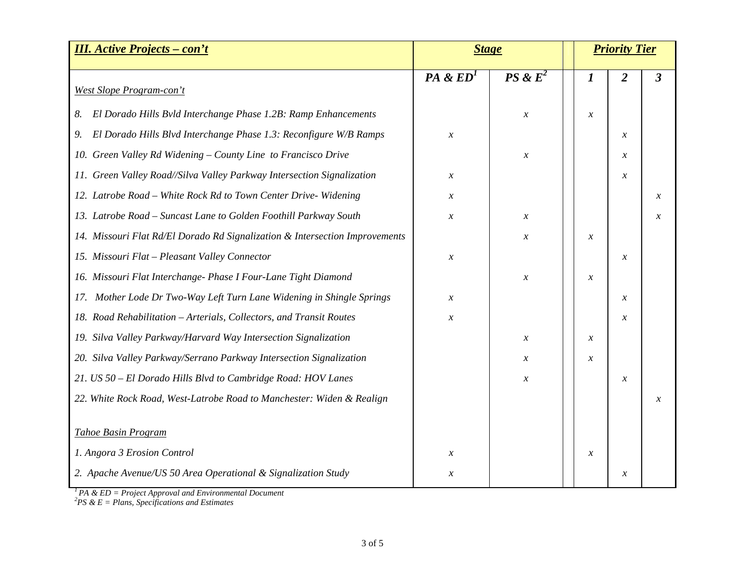| ***III. Active Projects – con't*** | ***Stage*** | | | ***Priority Tier*** | | |
|---|---|---|---|---|---|---|
| *West Slope Program-con't* | ***PA & ED***[1] | ***PS & E***[2] | | ***1*** | ***2*** | ***3*** |
| *8. El Dorado Hills Bvld Interchange Phase 1.2B: Ramp Enhancements* | | *x* | | *x* | | |
| *9. El Dorado Hills Blvd Interchange Phase 1.3: Reconfigure W/B Ramps* | *x* | | | | *x* | |
| *10. Green Valley Rd Widening – County Line to Francisco Drive* | | *x* | | | *x* | |
| *11. Green Valley Road//Silva Valley Parkway Intersection Signalization* | *x* | | | | *x* | |
| *12. Latrobe Road – White Rock Rd to Town Center Drive- Widening* | *x* | | | | | *x* |
| *13. Latrobe Road – Suncast Lane to Golden Foothill Parkway South* | *x* | *x* | | | | *x* |
| *14. Missouri Flat Rd/El Dorado Rd Signalization & Intersection Improvements* | | *x* | | *x* | | |
| *15. Missouri Flat – Pleasant Valley Connector* | *x* | | | | *x* | |
| *16. Missouri Flat Interchange- Phase I Four-Lane Tight Diamond* | | *x* | | *x* | | |
| *17. Mother Lode Dr Two-Way Left Turn Lane Widening in Shingle Springs* | *x* | | | | *x* | |
| *18. Road Rehabilitation – Arterials, Collectors, and Transit Routes* | *x* | | | | *x* | |
| *19. Silva Valley Parkway/Harvard Way Intersection Signalization* | | *x* | | *x* | | |
| *20. Silva Valley Parkway/Serrano Parkway Intersection Signalization* | | *x* | | *x* | | |
| *21. US 50 – El Dorado Hills Blvd to Cambridge Road: HOV Lanes* | | *x* | | | *x* | |
| *22. White Rock Road, West-Latrobe Road to Manchester: Widen & Realign* | | | | | | *x* |
| *Tahoe Basin Program* | | | | | | |
| *1. Angora 3 Erosion Control* | *x* | | | *x* | | |
| *2. Apache Avenue/US 50 Area Operational & Signalization Study* | *x* | | | | *x* | |

*[1] PA & ED = Project Approval and Environmental Document*
*[2] PS & E = Plans, Specifications and Estimates*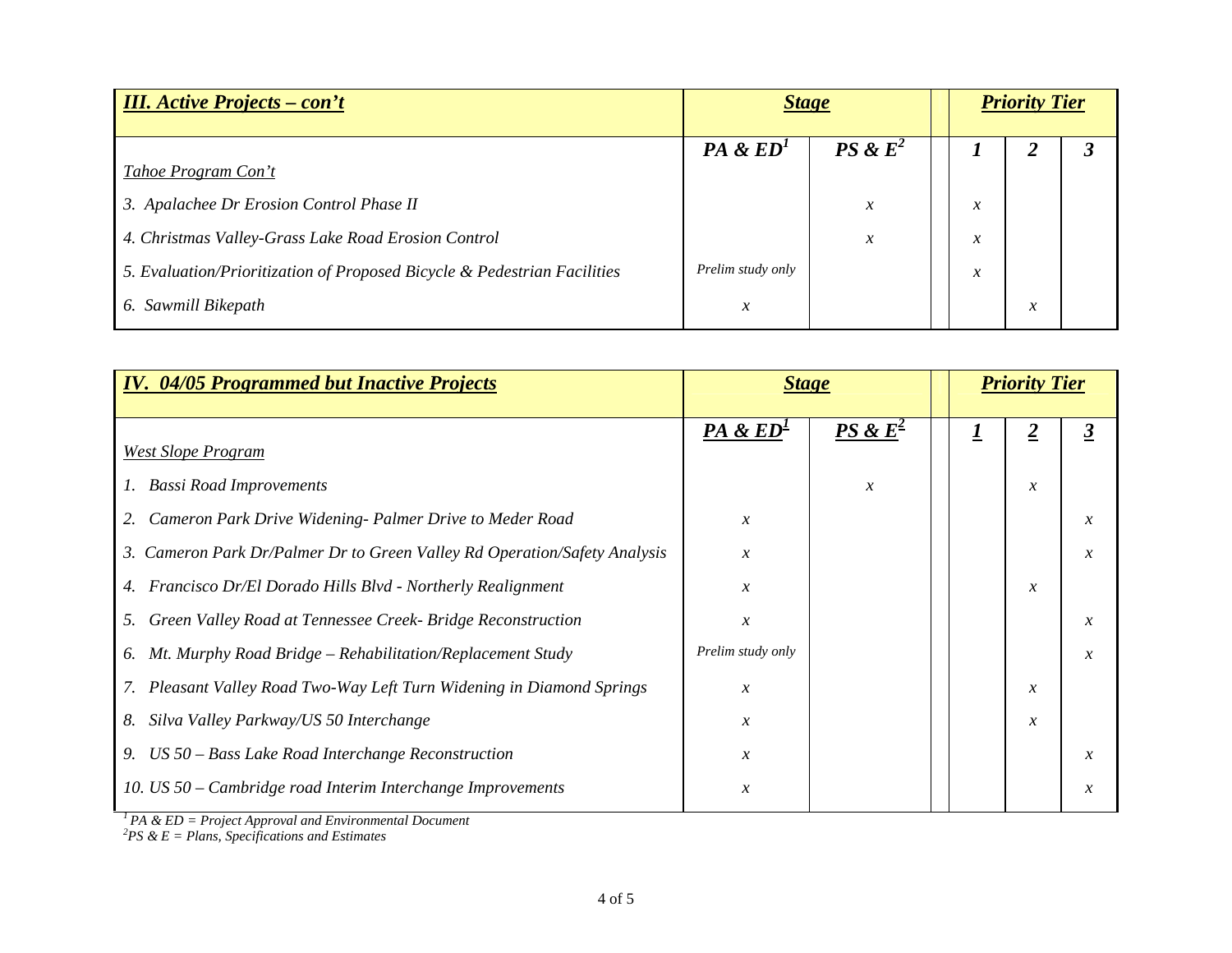| ***III. Active Projects – con't*** | ***Stage*** | | | ***Priority Tier*** | | |
|---|---|---|---|---|---|---|
| *Tahoe Program Con't* | ***PA & ED***[1] | ***PS & E***[2] | | ***1*** | ***2*** | ***3*** |
| *3. Apalachee Dr Erosion Control Phase II* | | *x* | | *x* | | |
| *4. Christmas Valley-Grass Lake Road Erosion Control* | | *x* | | *x* | | |
| *5. Evaluation/Prioritization of Proposed Bicycle & Pedestrian Facilities* | *Prelim study only* | | | *x* | | |
| *6. Sawmill Bikepath* | *x* | | | | *x* | |

| ***IV. 04/05 Programmed but Inactive Projects*** | ***Stage*** | | | ***Priority Tier*** | | |
|---|---|---|---|---|---|---|
| *West Slope Program* | ***PA & ED***[1] | ***PS & E***[2] | | ***1*** | ***2*** | ***3*** |
| *1. Bassi Road Improvements* | | *x* | | | *x* | |
| *2. Cameron Park Drive Widening- Palmer Drive to Meder Road* | *x* | | | | | *x* |
| *3. Cameron Park Dr/Palmer Dr to Green Valley Rd Operation/Safety Analysis* | *x* | | | | | *x* |
| *4. Francisco Dr/El Dorado Hills Blvd - Northerly Realignment* | *x* | | | | *x* | |
| *5. Green Valley Road at Tennessee Creek- Bridge Reconstruction* | *x* | | | | | *x* |
| *6. Mt. Murphy Road Bridge – Rehabilitation/Replacement Study* | *Prelim study only* | | | | | *x* |
| *7. Pleasant Valley Road Two-Way Left Turn Widening in Diamond Springs* | *x* | | | | *x* | |
| *8. Silva Valley Parkway/US 50 Interchange* | *x* | | | | *x* | |
| *9. US 50 – Bass Lake Road Interchange Reconstruction* | *x* | | | | | *x* |
| *10. US 50 – Cambridge road Interim Interchange Improvements* | *x* | | | | | *x* |

*[1] PA & ED = Project Approval and Environmental Document*
*[2] PS & E = Plans, Specifications and Estimates*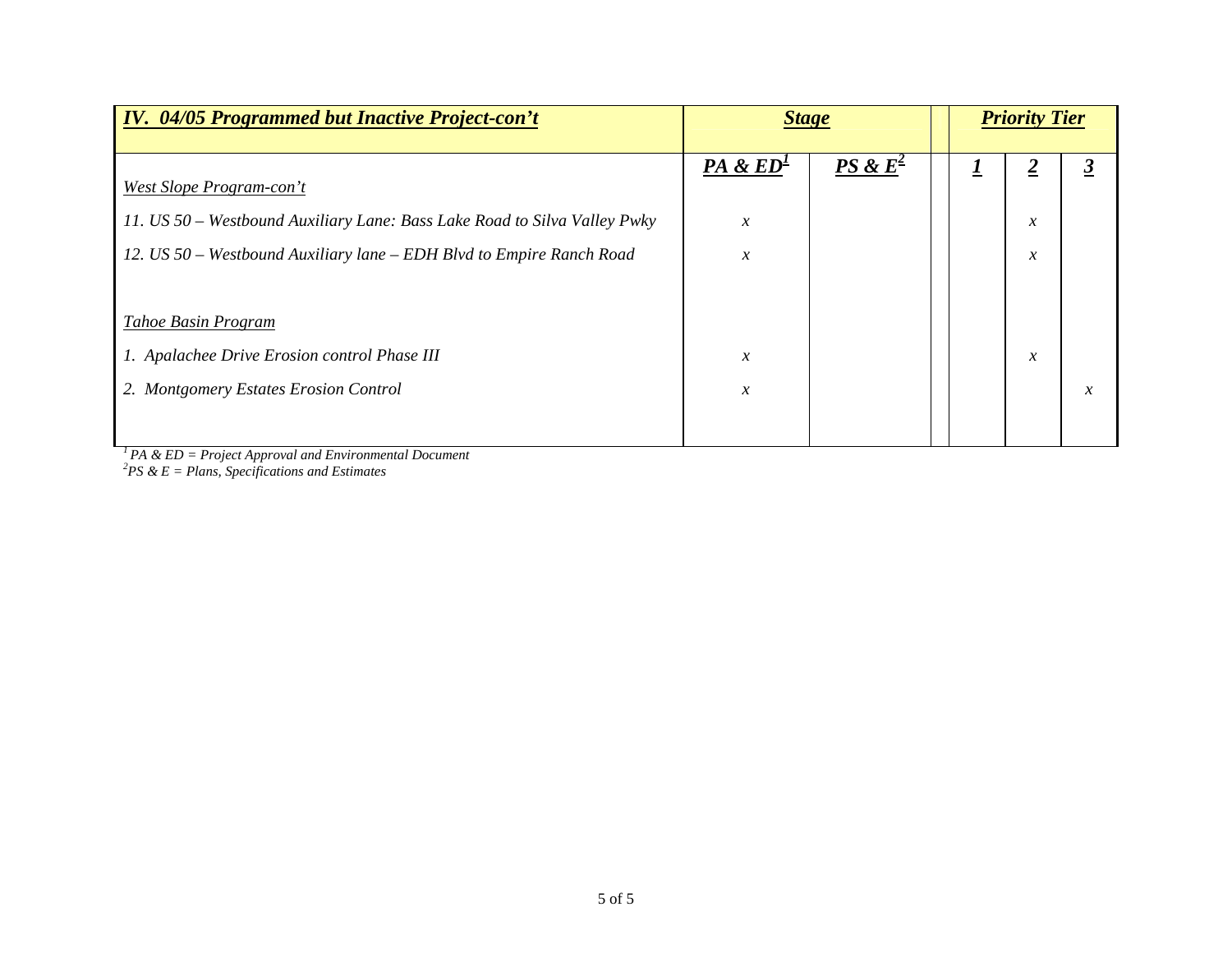| ***IV. 04/05 Programmed but Inactive Project-con't*** | ***Stage*** | | | ***Priority Tier*** | | |
|---|---|---|---|---|---|---|
| | ***PA & ED***[1] | ***PS & E***[2] | | ***1*** | ***2*** | ***3*** |
| *West Slope Program-con't* | | | | | | |
| *11. US 50 – Westbound Auxiliary Lane: Bass Lake Road to Silva Valley Pwky* | *x* | | | | *x* | |
| *12. US 50 – Westbound Auxiliary lane – EDH Blvd to Empire Ranch Road* | *x* | | | | *x* | |
| | | | | | | |
| *Tahoe Basin Program* | | | | | | |
| *1. Apalachee Drive Erosion control Phase III* | *x* | | | | *x* | |
| *2. Montgomery Estates Erosion Control* | *x* | | | | | *x* |

*[1] PA & ED = Project Approval and Environmental Document*
*[2] PS & E = Plans, Specifications and Estimates*